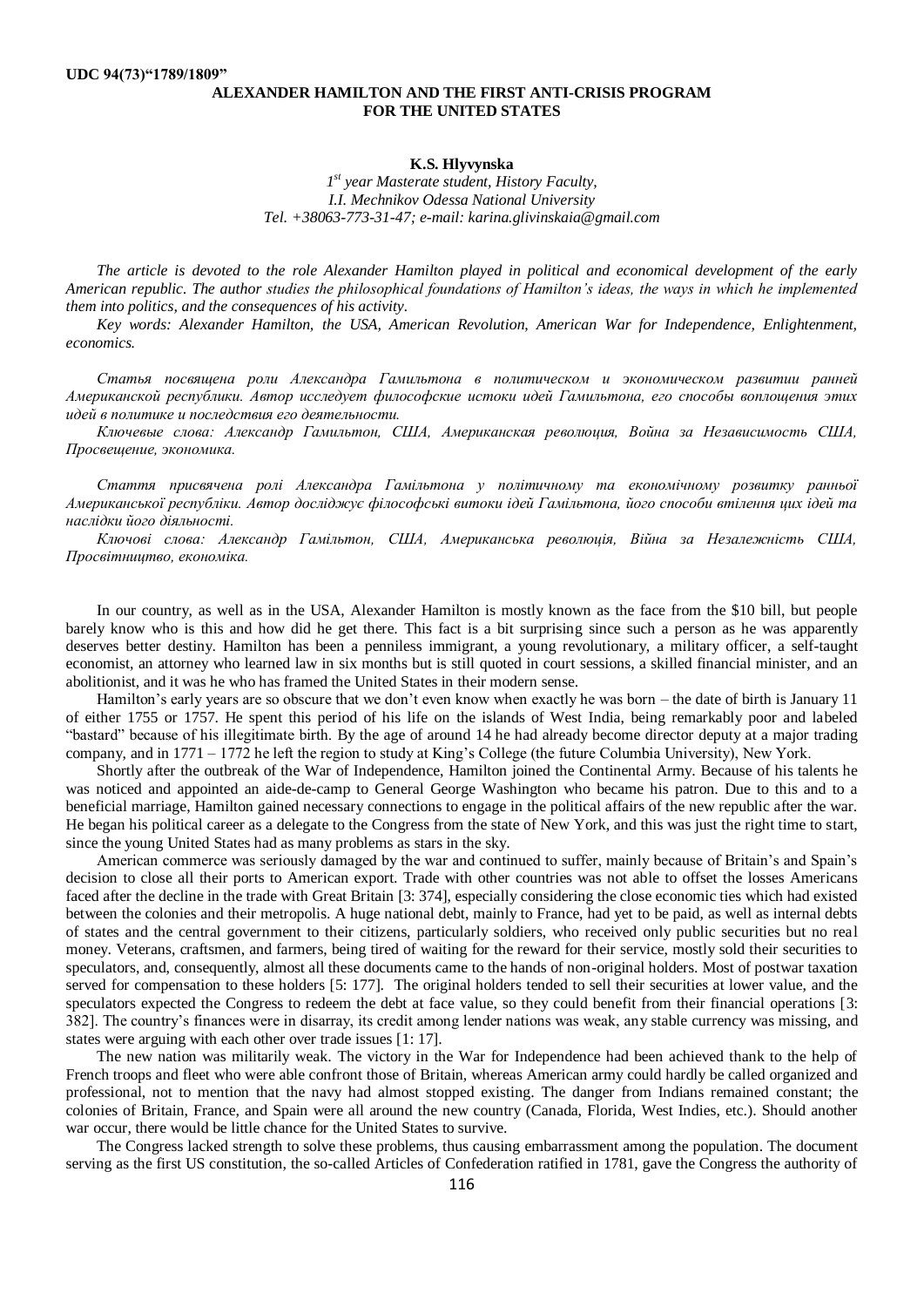UDC 94(73)"1789/1809"

# ALEXANDER HAMILTON AND THE FIRST ANTI-CRISIS PROGRAM FOR THE UNITED STATES

**K.S. Hlyvynska**

*1st year Masterate student, History Faculty,*
*I.I. Mechnikov Odessa National University*
*Tel. +38063-773-31-47; e-mail: karina.glivinskaia@gmail.com*

*The article is devoted to the role Alexander Hamilton played in political and economical development of the early American republic. The author studies the philosophical foundations of Hamilton's ideas, the ways in which he implemented them into politics, and the consequences of his activity.*

*Key words: Alexander Hamilton, the USA, American Revolution, American War for Independence, Enlightenment, economics.*

*Статья посвящена роли Александра Гамильтона в политическом и экономическом развитии ранней Американской республики. Автор исследует философские истоки идей Гамильтона, его способы воплощения этих идей в политике и последствия его деятельности.*

*Ключевые слова: Александр Гамильтон, США, Американская революция, Война за Независимость США, Просвещение, экономика.*

*Стаття присвячена ролі Александра Гамільтона у політичному та економічному розвитку ранньої Американської республіки. Автор досліджує філософські витоки ідей Гамільтона, його способи втілення цих ідей та наслідки його діяльності.*

*Ключові слова: Александр Гамільтон, США, Американська революція, Війна за Незалежність США, Просвітництво, економіка.*

In our country, as well as in the USA, Alexander Hamilton is mostly known as the face from the $10 bill, but people barely know who is this and how did he get there. This fact is a bit surprising since such a person as he was apparently deserves better destiny. Hamilton has been a penniless immigrant, a young revolutionary, a military officer, a self-taught economist, an attorney who learned law in six months but is still quoted in court sessions, a skilled financial minister, and an abolitionist, and it was he who has framed the United States in their modern sense.

Hamilton's early years are so obscure that we don't even know when exactly he was born – the date of birth is January 11 of either 1755 or 1757. He spent this period of his life on the islands of West India, being remarkably poor and labeled "bastard" because of his illegitimate birth. By the age of around 14 he had already become director deputy at a major trading company, and in 1771 – 1772 he left the region to study at King's College (the future Columbia University), New York.

Shortly after the outbreak of the War of Independence, Hamilton joined the Continental Army. Because of his talents he was noticed and appointed an aide-de-camp to General George Washington who became his patron. Due to this and to a beneficial marriage, Hamilton gained necessary connections to engage in the political affairs of the new republic after the war. He began his political career as a delegate to the Congress from the state of New York, and this was just the right time to start, since the young United States had as many problems as stars in the sky.

American commerce was seriously damaged by the war and continued to suffer, mainly because of Britain's and Spain's decision to close all their ports to American export. Trade with other countries was not able to offset the losses Americans faced after the decline in the trade with Great Britain [3: 374], especially considering the close economic ties which had existed between the colonies and their metropolis. A huge national debt, mainly to France, had yet to be paid, as well as internal debts of states and the central government to their citizens, particularly soldiers, who received only public securities but no real money. Veterans, craftsmen, and farmers, being tired of waiting for the reward for their service, mostly sold their securities to speculators, and, consequently, almost all these documents came to the hands of non-original holders. Most of postwar taxation served for compensation to these holders [5: 177]. The original holders tended to sell their securities at lower value, and the speculators expected the Congress to redeem the debt at face value, so they could benefit from their financial operations [3: 382]. The country's finances were in disarray, its credit among lender nations was weak, any stable currency was missing, and states were arguing with each other over trade issues [1: 17].

The new nation was militarily weak. The victory in the War for Independence had been achieved thank to the help of French troops and fleet who were able confront those of Britain, whereas American army could hardly be called organized and professional, not to mention that the navy had almost stopped existing. The danger from Indians remained constant; the colonies of Britain, France, and Spain were all around the new country (Canada, Florida, West Indies, etc.). Should another war occur, there would be little chance for the United States to survive.

The Congress lacked strength to solve these problems, thus causing embarrassment among the population. The document serving as the first US constitution, the so-called Articles of Confederation ratified in 1781, gave the Congress the authority of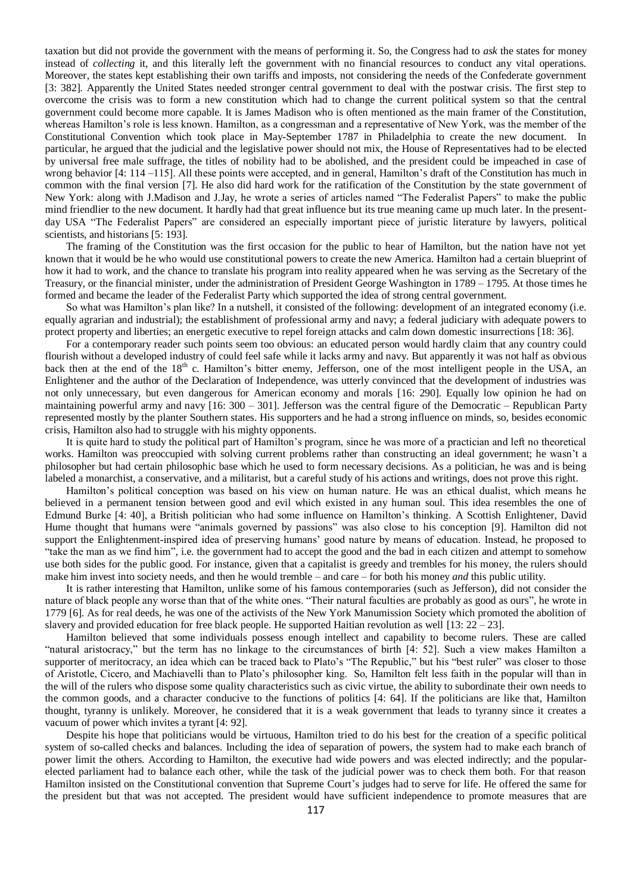taxation but did not provide the government with the means of performing it. So, the Congress had to *ask* the states for money instead of *collecting* it, and this literally left the government with no financial resources to conduct any vital operations. Moreover, the states kept establishing their own tariffs and imposts, not considering the needs of the Confederate government [3: 382]. Apparently the United States needed stronger central government to deal with the postwar crisis. The first step to overcome the crisis was to form a new constitution which had to change the current political system so that the central government could become more capable. It is James Madison who is often mentioned as the main framer of the Constitution, whereas Hamilton's role is less known. Hamilton, as a congressman and a representative of New York, was the member of the Constitutional Convention which took place in May-September 1787 in Philadelphia to create the new document. In particular, he argued that the judicial and the legislative power should not mix, the House of Representatives had to be elected by universal free male suffrage, the titles of nobility had to be abolished, and the president could be impeached in case of wrong behavior [4: 114 –115]. All these points were accepted, and in general, Hamilton's draft of the Constitution has much in common with the final version [7]. He also did hard work for the ratification of the Constitution by the state government of New York: along with J.Madison and J.Jay, he wrote a series of articles named "The Federalist Papers" to make the public mind friendlier to the new document. It hardly had that great influence but its true meaning came up much later. In the present-day USA "The Federalist Papers" are considered an especially important piece of juristic literature by lawyers, political scientists, and historians [5: 193].

The framing of the Constitution was the first occasion for the public to hear of Hamilton, but the nation have not yet known that it would be he who would use constitutional powers to create the new America. Hamilton had a certain blueprint of how it had to work, and the chance to translate his program into reality appeared when he was serving as the Secretary of the Treasury, or the financial minister, under the administration of President George Washington in 1789 – 1795. At those times he formed and became the leader of the Federalist Party which supported the idea of strong central government.

So what was Hamilton's plan like? In a nutshell, it consisted of the following: development of an integrated economy (i.e. equally agrarian and industrial); the establishment of professional army and navy; a federal judiciary with adequate powers to protect property and liberties; an energetic executive to repel foreign attacks and calm down domestic insurrections [18: 36].

For a contemporary reader such points seem too obvious: an educated person would hardly claim that any country could flourish without a developed industry of could feel safe while it lacks army and navy. But apparently it was not half as obvious back then at the end of the 18th c. Hamilton's bitter enemy, Jefferson, one of the most intelligent people in the USA, an Enlightener and the author of the Declaration of Independence, was utterly convinced that the development of industries was not only unnecessary, but even dangerous for American economy and morals [16: 290]. Equally low opinion he had on maintaining powerful army and navy [16: 300 – 301]. Jefferson was the central figure of the Democratic – Republican Party represented mostly by the planter Southern states. His supporters and he had a strong influence on minds, so, besides economic crisis, Hamilton also had to struggle with his mighty opponents.

It is quite hard to study the political part of Hamilton's program, since he was more of a practician and left no theoretical works. Hamilton was preoccupied with solving current problems rather than constructing an ideal government; he wasn't a philosopher but had certain philosophic base which he used to form necessary decisions. As a politician, he was and is being labeled a monarchist, a conservative, and a militarist, but a careful study of his actions and writings, does not prove this right.

Hamilton's political conception was based on his view on human nature. He was an ethical dualist, which means he believed in a permanent tension between good and evil which existed in any human soul. This idea resembles the one of Edmund Burke [4: 40], a British politician who had some influence on Hamilton's thinking. A Scottish Enlightener, David Hume thought that humans were "animals governed by passions" was also close to his conception [9]. Hamilton did not support the Enlightenment-inspired idea of preserving humans' good nature by means of education. Instead, he proposed to "take the man as we find him", i.e. the government had to accept the good and the bad in each citizen and attempt to somehow use both sides for the public good. For instance, given that a capitalist is greedy and trembles for his money, the rulers should make him invest into society needs, and then he would tremble – and care – for both his money *and* this public utility.

It is rather interesting that Hamilton, unlike some of his famous contemporaries (such as Jefferson), did not consider the nature of black people any worse than that of the white ones. "Their natural faculties are probably as good as ours", he wrote in 1779 [6]. As for real deeds, he was one of the activists of the New York Manumission Society which promoted the abolition of slavery and provided education for free black people. He supported Haitian revolution as well [13: 22 – 23].

Hamilton believed that some individuals possess enough intellect and capability to become rulers. These are called "natural aristocracy," but the term has no linkage to the circumstances of birth [4: 52]. Such a view makes Hamilton a supporter of meritocracy, an idea which can be traced back to Plato's "The Republic," but his "best ruler" was closer to those of Aristotle, Cicero, and Machiavelli than to Plato's philosopher king. So, Hamilton felt less faith in the popular will than in the will of the rulers who dispose some quality characteristics such as civic virtue, the ability to subordinate their own needs to the common goods, and a character conducive to the functions of politics [4: 64]. If the politicians are like that, Hamilton thought, tyranny is unlikely. Moreover, he considered that it is a weak government that leads to tyranny since it creates a vacuum of power which invites a tyrant [4: 92].

Despite his hope that politicians would be virtuous, Hamilton tried to do his best for the creation of a specific political system of so-called checks and balances. Including the idea of separation of powers, the system had to make each branch of power limit the others. According to Hamilton, the executive had wide powers and was elected indirectly; and the popular-elected parliament had to balance each other, while the task of the judicial power was to check them both. For that reason Hamilton insisted on the Constitutional convention that Supreme Court's judges had to serve for life. He offered the same for the president but that was not accepted. The president would have sufficient independence to promote measures that are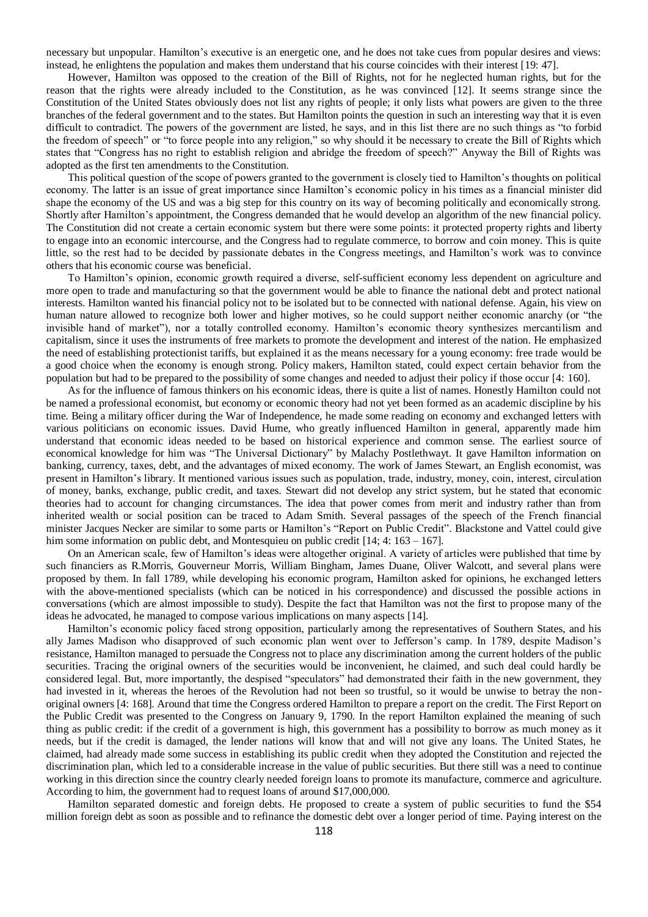necessary but unpopular. Hamilton's executive is an energetic one, and he does not take cues from popular desires and views: instead, he enlightens the population and makes them understand that his course coincides with their interest [19: 47].

However, Hamilton was opposed to the creation of the Bill of Rights, not for he neglected human rights, but for the reason that the rights were already included to the Constitution, as he was convinced [12]. It seems strange since the Constitution of the United States obviously does not list any rights of people; it only lists what powers are given to the three branches of the federal government and to the states. But Hamilton points the question in such an interesting way that it is even difficult to contradict. The powers of the government are listed, he says, and in this list there are no such things as "to forbid the freedom of speech" or "to force people into any religion," so why should it be necessary to create the Bill of Rights which states that "Congress has no right to establish religion and abridge the freedom of speech?" Anyway the Bill of Rights was adopted as the first ten amendments to the Constitution.

This political question of the scope of powers granted to the government is closely tied to Hamilton's thoughts on political economy. The latter is an issue of great importance since Hamilton's economic policy in his times as a financial minister did shape the economy of the US and was a big step for this country on its way of becoming politically and economically strong. Shortly after Hamilton's appointment, the Congress demanded that he would develop an algorithm of the new financial policy. The Constitution did not create a certain economic system but there were some points: it protected property rights and liberty to engage into an economic intercourse, and the Congress had to regulate commerce, to borrow and coin money. This is quite little, so the rest had to be decided by passionate debates in the Congress meetings, and Hamilton's work was to convince others that his economic course was beneficial.

To Hamilton's opinion, economic growth required a diverse, self-sufficient economy less dependent on agriculture and more open to trade and manufacturing so that the government would be able to finance the national debt and protect national interests. Hamilton wanted his financial policy not to be isolated but to be connected with national defense. Again, his view on human nature allowed to recognize both lower and higher motives, so he could support neither economic anarchy (or "the invisible hand of market"), nor a totally controlled economy. Hamilton's economic theory synthesizes mercantilism and capitalism, since it uses the instruments of free markets to promote the development and interest of the nation. He emphasized the need of establishing protectionist tariffs, but explained it as the means necessary for a young economy: free trade would be a good choice when the economy is enough strong. Policy makers, Hamilton stated, could expect certain behavior from the population but had to be prepared to the possibility of some changes and needed to adjust their policy if those occur [4: 160].

As for the influence of famous thinkers on his economic ideas, there is quite a list of names. Honestly Hamilton could not be named a professional economist, but economy or economic theory had not yet been formed as an academic discipline by his time. Being a military officer during the War of Independence, he made some reading on economy and exchanged letters with various politicians on economic issues. David Hume, who greatly influenced Hamilton in general, apparently made him understand that economic ideas needed to be based on historical experience and common sense. The earliest source of economical knowledge for him was "The Universal Dictionary" by Malachy Postlethwayt. It gave Hamilton information on banking, currency, taxes, debt, and the advantages of mixed economy. The work of James Stewart, an English economist, was present in Hamilton's library. It mentioned various issues such as population, trade, industry, money, coin, interest, circulation of money, banks, exchange, public credit, and taxes. Stewart did not develop any strict system, but he stated that economic theories had to account for changing circumstances. The idea that power comes from merit and industry rather than from inherited wealth or social position can be traced to Adam Smith. Several passages of the speech of the French financial minister Jacques Necker are similar to some parts or Hamilton's "Report on Public Credit". Blackstone and Vattel could give him some information on public debt, and Montesquieu on public credit [14; 4: 163 – 167].

On an American scale, few of Hamilton's ideas were altogether original. A variety of articles were published that time by such financiers as R.Morris, Gouverneur Morris, William Bingham, James Duane, Oliver Walcott, and several plans were proposed by them. In fall 1789, while developing his economic program, Hamilton asked for opinions, he exchanged letters with the above-mentioned specialists (which can be noticed in his correspondence) and discussed the possible actions in conversations (which are almost impossible to study). Despite the fact that Hamilton was not the first to propose many of the ideas he advocated, he managed to compose various implications on many aspects [14].

Hamilton's economic policy faced strong opposition, particularly among the representatives of Southern States, and his ally James Madison who disapproved of such economic plan went over to Jefferson's camp. In 1789, despite Madison's resistance, Hamilton managed to persuade the Congress not to place any discrimination among the current holders of the public securities. Tracing the original owners of the securities would be inconvenient, he claimed, and such deal could hardly be considered legal. But, more importantly, the despised "speculators" had demonstrated their faith in the new government, they had invested in it, whereas the heroes of the Revolution had not been so trustful, so it would be unwise to betray the non-original owners [4: 168]. Around that time the Congress ordered Hamilton to prepare a report on the credit. The First Report on the Public Credit was presented to the Congress on January 9, 1790. In the report Hamilton explained the meaning of such thing as public credit: if the credit of a government is high, this government has a possibility to borrow as much money as it needs, but if the credit is damaged, the lender nations will know that and will not give any loans. The United States, he claimed, had already made some success in establishing its public credit when they adopted the Constitution and rejected the discrimination plan, which led to a considerable increase in the value of public securities. But there still was a need to continue working in this direction since the country clearly needed foreign loans to promote its manufacture, commerce and agriculture. According to him, the government had to request loans of around $17,000,000.

Hamilton separated domestic and foreign debts. He proposed to create a system of public securities to fund the $54 million foreign debt as soon as possible and to refinance the domestic debt over a longer period of time. Paying interest on the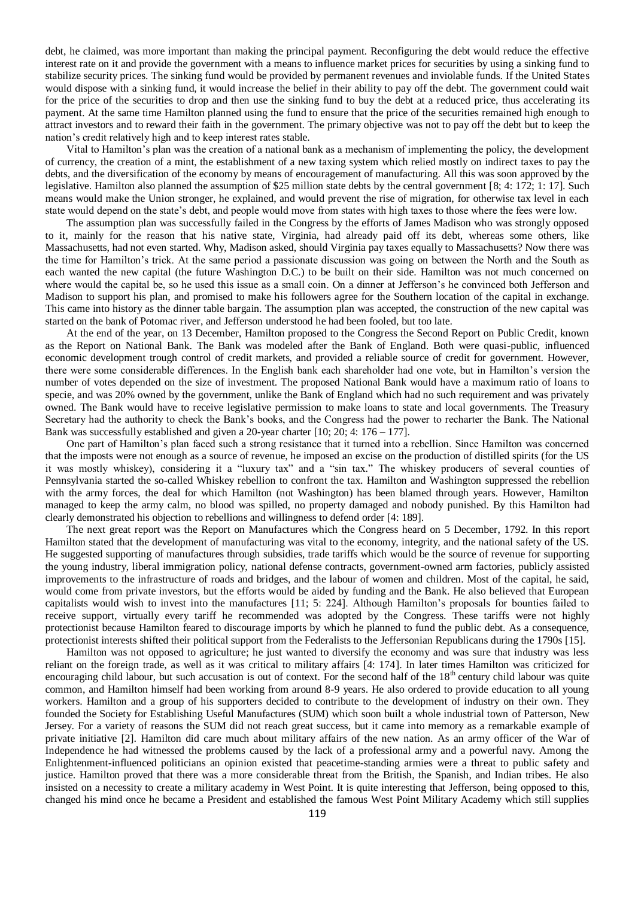debt, he claimed, was more important than making the principal payment. Reconfiguring the debt would reduce the effective interest rate on it and provide the government with a means to influence market prices for securities by using a sinking fund to stabilize security prices. The sinking fund would be provided by permanent revenues and inviolable funds. If the United States would dispose with a sinking fund, it would increase the belief in their ability to pay off the debt. The government could wait for the price of the securities to drop and then use the sinking fund to buy the debt at a reduced price, thus accelerating its payment. At the same time Hamilton planned using the fund to ensure that the price of the securities remained high enough to attract investors and to reward their faith in the government. The primary objective was not to pay off the debt but to keep the nation's credit relatively high and to keep interest rates stable.

Vital to Hamilton's plan was the creation of a national bank as a mechanism of implementing the policy, the development of currency, the creation of a mint, the establishment of a new taxing system which relied mostly on indirect taxes to pay the debts, and the diversification of the economy by means of encouragement of manufacturing. All this was soon approved by the legislative. Hamilton also planned the assumption of $25 million state debts by the central government [8; 4: 172; 1: 17]. Such means would make the Union stronger, he explained, and would prevent the rise of migration, for otherwise tax level in each state would depend on the state's debt, and people would move from states with high taxes to those where the fees were low.

The assumption plan was successfully failed in the Congress by the efforts of James Madison who was strongly opposed to it, mainly for the reason that his native state, Virginia, had already paid off its debt, whereas some others, like Massachusetts, had not even started. Why, Madison asked, should Virginia pay taxes equally to Massachusetts? Now there was the time for Hamilton's trick. At the same period a passionate discussion was going on between the North and the South as each wanted the new capital (the future Washington D.C.) to be built on their side. Hamilton was not much concerned on where would the capital be, so he used this issue as a small coin. On a dinner at Jefferson's he convinced both Jefferson and Madison to support his plan, and promised to make his followers agree for the Southern location of the capital in exchange. This came into history as the dinner table bargain. The assumption plan was accepted, the construction of the new capital was started on the bank of Potomac river, and Jefferson understood he had been fooled, but too late.

At the end of the year, on 13 December, Hamilton proposed to the Congress the Second Report on Public Credit, known as the Report on National Bank. The Bank was modeled after the Bank of England. Both were quasi-public, influenced economic development trough control of credit markets, and provided a reliable source of credit for government. However, there were some considerable differences. In the English bank each shareholder had one vote, but in Hamilton's version the number of votes depended on the size of investment. The proposed National Bank would have a maximum ratio of loans to specie, and was 20% owned by the government, unlike the Bank of England which had no such requirement and was privately owned. The Bank would have to receive legislative permission to make loans to state and local governments. The Treasury Secretary had the authority to check the Bank's books, and the Congress had the power to recharter the Bank. The National Bank was successfully established and given a 20-year charter [10; 20; 4: 176 – 177].

One part of Hamilton's plan faced such a strong resistance that it turned into a rebellion. Since Hamilton was concerned that the imposts were not enough as a source of revenue, he imposed an excise on the production of distilled spirits (for the US it was mostly whiskey), considering it a "luxury tax" and a "sin tax." The whiskey producers of several counties of Pennsylvania started the so-called Whiskey rebellion to confront the tax. Hamilton and Washington suppressed the rebellion with the army forces, the deal for which Hamilton (not Washington) has been blamed through years. However, Hamilton managed to keep the army calm, no blood was spilled, no property damaged and nobody punished. By this Hamilton had clearly demonstrated his objection to rebellions and willingness to defend order [4: 189].

The next great report was the Report on Manufactures which the Congress heard on 5 December, 1792. In this report Hamilton stated that the development of manufacturing was vital to the economy, integrity, and the national safety of the US. He suggested supporting of manufactures through subsidies, trade tariffs which would be the source of revenue for supporting the young industry, liberal immigration policy, national defense contracts, government-owned arm factories, publicly assisted improvements to the infrastructure of roads and bridges, and the labour of women and children. Most of the capital, he said, would come from private investors, but the efforts would be aided by funding and the Bank. He also believed that European capitalists would wish to invest into the manufactures [11; 5: 224]. Although Hamilton's proposals for bounties failed to receive support, virtually every tariff he recommended was adopted by the Congress. These tariffs were not highly protectionist because Hamilton feared to discourage imports by which he planned to fund the public debt. As a consequence, protectionist interests shifted their political support from the Federalists to the Jeffersonian Republicans during the 1790s [15].

Hamilton was not opposed to agriculture; he just wanted to diversify the economy and was sure that industry was less reliant on the foreign trade, as well as it was critical to military affairs [4: 174]. In later times Hamilton was criticized for encouraging child labour, but such accusation is out of context. For the second half of the 18th century child labour was quite common, and Hamilton himself had been working from around 8-9 years. He also ordered to provide education to all young workers. Hamilton and a group of his supporters decided to contribute to the development of industry on their own. They founded the Society for Establishing Useful Manufactures (SUM) which soon built a whole industrial town of Patterson, New Jersey. For a variety of reasons the SUM did not reach great success, but it came into memory as a remarkable example of private initiative [2]. Hamilton did care much about military affairs of the new nation. As an army officer of the War of Independence he had witnessed the problems caused by the lack of a professional army and a powerful navy. Among the Enlightenment-influenced politicians an opinion existed that peacetime-standing armies were a threat to public safety and justice. Hamilton proved that there was a more considerable threat from the British, the Spanish, and Indian tribes. He also insisted on a necessity to create a military academy in West Point. It is quite interesting that Jefferson, being opposed to this, changed his mind once he became a President and established the famous West Point Military Academy which still supplies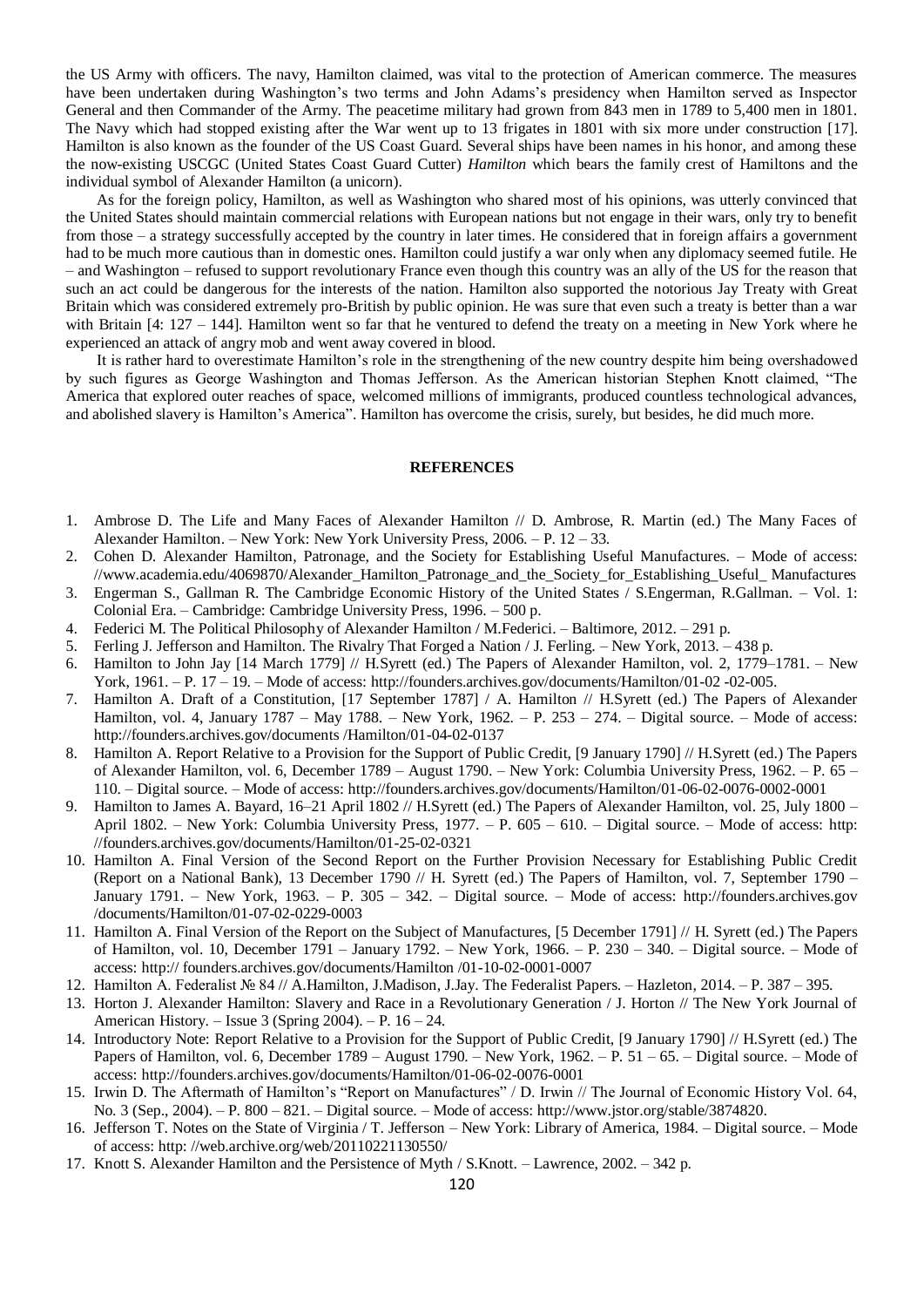the US Army with officers. The navy, Hamilton claimed, was vital to the protection of American commerce. The measures have been undertaken during Washington's two terms and John Adams's presidency when Hamilton served as Inspector General and then Commander of the Army. The peacetime military had grown from 843 men in 1789 to 5,400 men in 1801. The Navy which had stopped existing after the War went up to 13 frigates in 1801 with six more under construction [17]. Hamilton is also known as the founder of the US Coast Guard. Several ships have been names in his honor, and among these the now-existing USCGC (United States Coast Guard Cutter) *Hamilton* which bears the family crest of Hamiltons and the individual symbol of Alexander Hamilton (a unicorn).

As for the foreign policy, Hamilton, as well as Washington who shared most of his opinions, was utterly convinced that the United States should maintain commercial relations with European nations but not engage in their wars, only try to benefit from those – a strategy successfully accepted by the country in later times. He considered that in foreign affairs a government had to be much more cautious than in domestic ones. Hamilton could justify a war only when any diplomacy seemed futile. He – and Washington – refused to support revolutionary France even though this country was an ally of the US for the reason that such an act could be dangerous for the interests of the nation. Hamilton also supported the notorious Jay Treaty with Great Britain which was considered extremely pro-British by public opinion. He was sure that even such a treaty is better than a war with Britain [4: 127 – 144]. Hamilton went so far that he ventured to defend the treaty on a meeting in New York where he experienced an attack of angry mob and went away covered in blood.

It is rather hard to overestimate Hamilton's role in the strengthening of the new country despite him being overshadowed by such figures as George Washington and Thomas Jefferson. As the American historian Stephen Knott claimed, "The America that explored outer reaches of space, welcomed millions of immigrants, produced countless technological advances, and abolished slavery is Hamilton's America". Hamilton has overcome the crisis, surely, but besides, he did much more.

## REFERENCES

1. Ambrose D. The Life and Many Faces of Alexander Hamilton // D. Ambrose, R. Martin (ed.) The Many Faces of Alexander Hamilton. – New York: New York University Press, 2006. – P. 12 – 33.
2. Cohen D. Alexander Hamilton, Patronage, and the Society for Establishing Useful Manufactures. – Mode of access: //www.academia.edu/4069870/Alexander_Hamilton_Patronage_and_the_Society_for_Establishing_Useful_ Manufactures
3. Engerman S., Gallman R. The Cambridge Economic History of the United States / S.Engerman, R.Gallman. – Vol. 1: Colonial Era. – Cambridge: Cambridge University Press, 1996. – 500 p.
4. Federici M. The Political Philosophy of Alexander Hamilton / M.Federici. – Baltimore, 2012. – 291 p.
5. Ferling J. Jefferson and Hamilton. The Rivalry That Forged a Nation / J. Ferling. – New York, 2013. – 438 p.
6. Hamilton to John Jay [14 March 1779] // H.Syrett (ed.) The Papers of Alexander Hamilton, vol. 2, 1779–1781. – New York, 1961. – P. 17 – 19. – Mode of access: http://founders.archives.gov/documents/Hamilton/01-02 -02-005.
7. Hamilton A. Draft of a Constitution, [17 September 1787] / A. Hamilton // H.Syrett (ed.) The Papers of Alexander Hamilton, vol. 4, January 1787 – May 1788. – New York, 1962. – P. 253 – 274. – Digital source. – Mode of access: http://founders.archives.gov/documents /Hamilton/01-04-02-0137
8. Hamilton A. Report Relative to a Provision for the Support of Public Credit, [9 January 1790] // H.Syrett (ed.) The Papers of Alexander Hamilton, vol. 6, December 1789 – August 1790. – New York: Columbia University Press, 1962. – P. 65 – 110. – Digital source. – Mode of access: http://founders.archives.gov/documents/Hamilton/01-06-02-0076-0002-0001
9. Hamilton to James A. Bayard, 16–21 April 1802 // H.Syrett (ed.) The Papers of Alexander Hamilton, vol. 25, July 1800 – April 1802. – New York: Columbia University Press, 1977. – P. 605 – 610. – Digital source. – Mode of access: http: //founders.archives.gov/documents/Hamilton/01-25-02-0321
10. Hamilton A. Final Version of the Second Report on the Further Provision Necessary for Establishing Public Credit (Report on a National Bank), 13 December 1790 // H. Syrett (ed.) The Papers of Hamilton, vol. 7, September 1790 – January 1791. – New York, 1963. – P. 305 – 342. – Digital source. – Mode of access: http://founders.archives.gov /documents/Hamilton/01-07-02-0229-0003
11. Hamilton A. Final Version of the Report on the Subject of Manufactures, [5 December 1791] // H. Syrett (ed.) The Papers of Hamilton, vol. 10, December 1791 – January 1792. – New York, 1966. – P. 230 – 340. – Digital source. – Mode of access: http:// founders.archives.gov/documents/Hamilton /01-10-02-0001-0007
12. Hamilton A. Federalist № 84 // A.Hamilton, J.Madison, J.Jay. The Federalist Papers. – Hazleton, 2014. – P. 387 – 395.
13. Horton J. Alexander Hamilton: Slavery and Race in a Revolutionary Generation / J. Horton // The New York Journal of American History. – Issue 3 (Spring 2004). – P. 16 – 24.
14. Introductory Note: Report Relative to a Provision for the Support of Public Credit, [9 January 1790] // H.Syrett (ed.) The Papers of Hamilton, vol. 6, December 1789 – August 1790. – New York, 1962. – P. 51 – 65. – Digital source. – Mode of access: http://founders.archives.gov/documents/Hamilton/01-06-02-0076-0001
15. Irwin D. The Aftermath of Hamilton's "Report on Manufactures" / D. Irwin // The Journal of Economic History Vol. 64, No. 3 (Sep., 2004). – P. 800 – 821. – Digital source. – Mode of access: http://www.jstor.org/stable/3874820.
16. Jefferson T. Notes on the State of Virginia / T. Jefferson – New York: Library of America, 1984. – Digital source. – Mode of access: http: //web.archive.org/web/20110221130550/
17. Knott S. Alexander Hamilton and the Persistence of Myth / S.Knott. – Lawrence, 2002. – 342 p.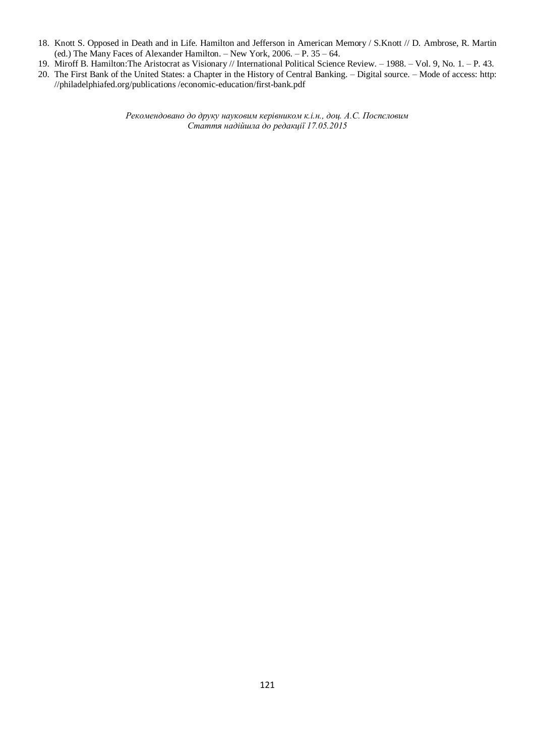18. Knott S. Opposed in Death and in Life. Hamilton and Jefferson in American Memory / S.Knott // D. Ambrose, R. Martin (ed.) The Many Faces of Alexander Hamilton. – New York, 2006. – P. 35 – 64.
19. Miroff B. Hamilton:The Aristocrat as Visionary // International Political Science Review. – 1988. – Vol. 9, No. 1. – P. 43.
20. The First Bank of the United States: a Chapter in the History of Central Banking. – Digital source. – Mode of access: http: //philadelphiafed.org/publications /economic-education/first-bank.pdf

*Рекомендовано до друку науковим керівником к.і.н., доц. А.С. Поспєловим*
*Стаття надійшла до редакції 17.05.2015*